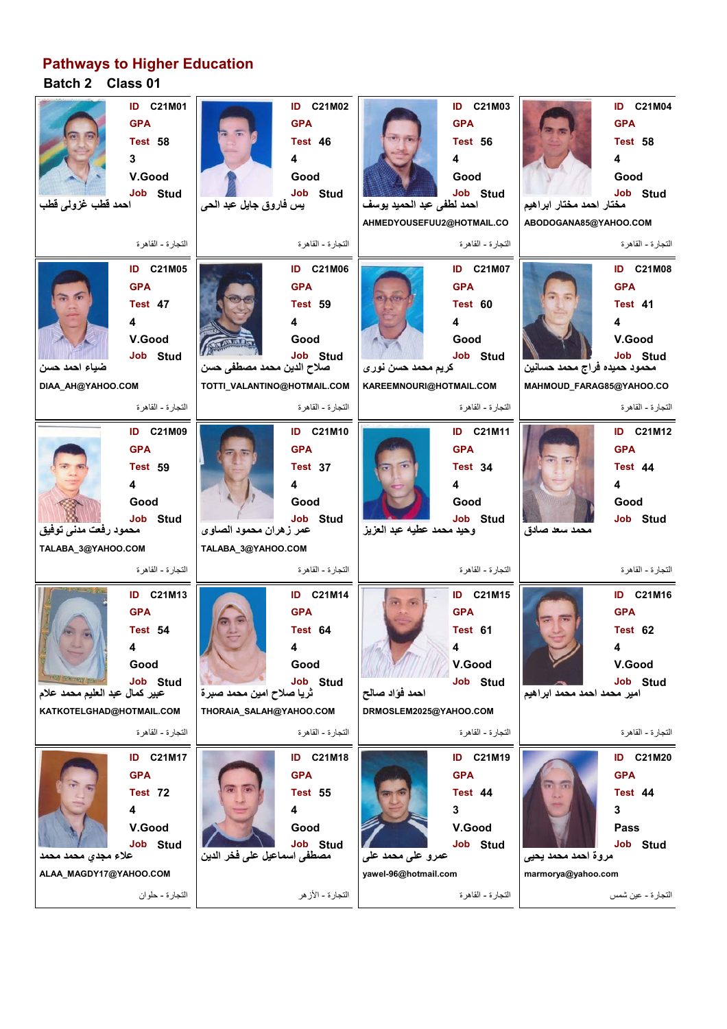# Pathways to Higher Education

**Batch 2 Class 01**

| ID | GPA | Test | | Grade | Job | Name | Email | Faculty |
|---|---|---|---|---|---|---|---|---|
| C21M01 | | 58 | 3 | V.Good | Stud | احمد قطب غزولى قطب | | التجارة - القاهرة |
| C21M02 | | 46 | 4 | Good | Stud | يس فاروق جابل عبد الحى | | التجارة - القاهرة |
| C21M03 | | 56 | 4 | Good | Stud | احمد لطفى عبد الحميد يوسف | AHMEDYOUSEFUU2@HOTMAIL.CO | التجارة - القاهرة |
| C21M04 | | 58 | 4 | Good | Stud | مختار احمد مختار ابراهيم | ABODOGANA85@YAHOO.COM | التجارة - القاهرة |
| C21M05 | | 47 | 4 | V.Good | Stud | ضياء احمد حسن | DIAA_AH@YAHOO.COM | التجارة - القاهرة |
| C21M06 | | 59 | 4 | Good | Stud | صلاح الدين محمد مصطفى حسن | TOTTI_VALANTINO@HOTMAIL.COM | التجارة - القاهرة |
| C21M07 | | 60 | 4 | Good | Stud | كريم محمد حسن نورى | KAREEMNOURI@HOTMAIL.COM | التجارة - القاهرة |
| C21M08 | | 41 | 4 | V.Good | Stud | محمود حميده فراج محمد حسانين | MAHMOUD_FARAG85@YAHOO.CO | التجارة - القاهرة |
| C21M09 | | 59 | 4 | Good | Stud | محمود رفعت مدنى توفيق | TALABA_3@YAHOO.COM | التجارة - القاهرة |
| C21M10 | | 37 | 4 | Good | Stud | عمر زهران محمود الصاوى | TALABA_3@YAHOO.COM | التجارة - القاهرة |
| C21M11 | | 34 | 4 | Good | Stud | وحيد محمد عطيه عبد العزيز | | التجارة - القاهرة |
| C21M12 | | 44 | 4 | Good | Stud | محمد سعد صادق | | التجارة - القاهرة |
| C21M13 | | 54 | 4 | Good | Stud | عبير كمال عبد العليم محمد علام | KATKOTELGHAD@HOTMAIL.COM | التجارة - القاهرة |
| C21M14 | | 64 | 4 | Good | Stud | ثريا صلاح امين محمد صبرة | THORAiA_SALAH@YAHOO.COM | التجارة - القاهرة |
| C21M15 | | 61 | 4 | V.Good | Stud | احمد فؤاد صالح | DRMOSLEM2025@YAHOO.COM | التجارة - القاهرة |
| C21M16 | | 62 | 4 | V.Good | Stud | امير محمد احمد محمد ابراهيم | | التجارة - القاهرة |
| C21M17 | | 72 | 4 | V.Good | Stud | علاء مجدي محمد محمد | ALAA_MAGDY17@YAHOO.COM | التجارة - حلوان |
| C21M18 | | 55 | 4 | Good | Stud | مصطفى اسماعيل على فخر الدين | | التجارة - الأزهر |
| C21M19 | | 44 | 3 | V.Good | Stud | عمرو على محمد على | yawel-96@hotmail.com | التجارة - القاهرة |
| C21M20 | | 44 | 3 | Pass | Stud | مروة احمد محمد يحيى | marmorya@yahoo.com | التجارة - عين شمس |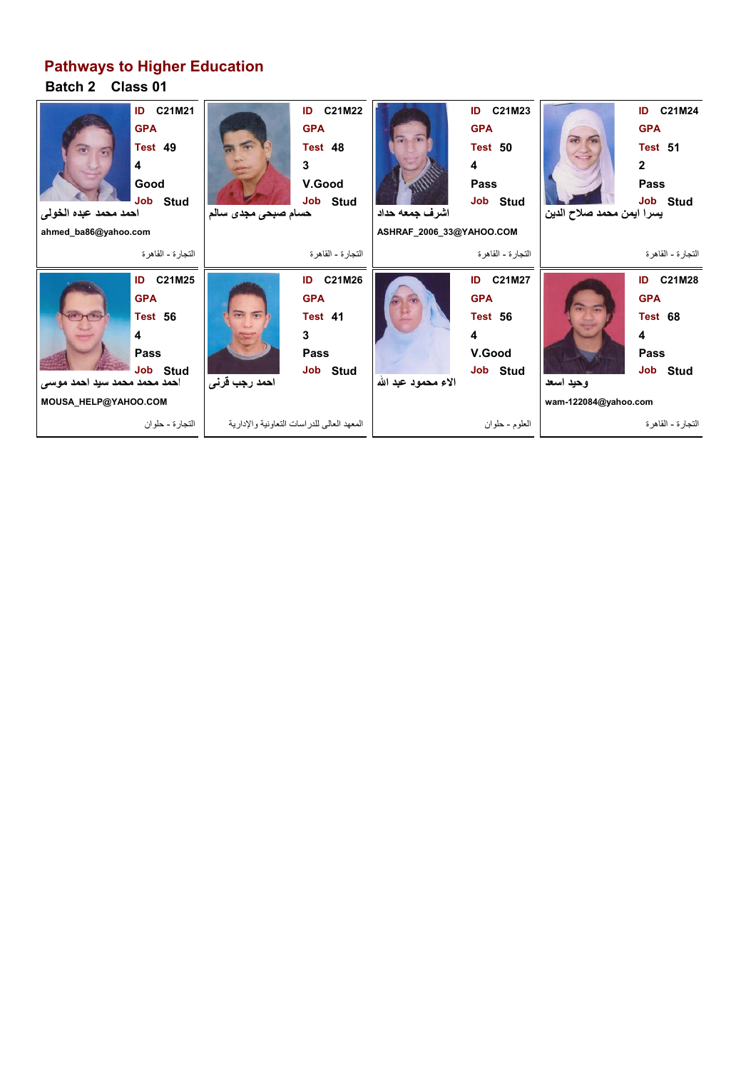## Pathways to Higher Education

**Batch 2 Class 01**

| | | | |
|---|---|---|---|
| **ID** C21M21<br>**GPA**<br>**Test** 49<br>4<br>Good<br>**Job** Stud<br>احمد محمد عبده الخولى<br>ahmed_ba86@yahoo.com<br>التجارة - القاهرة | **ID** C21M22<br>**GPA**<br>**Test** 48<br>3<br>V.Good<br>**Job** Stud<br>حسام صبحى مجدى سالم<br><br>التجارة - القاهرة | **ID** C21M23<br>**GPA**<br>**Test** 50<br>4<br>Pass<br>**Job** Stud<br>اشرف جمعه حداد<br>ASHRAF_2006_33@YAHOO.COM<br>التجارة - القاهرة | **ID** C21M24<br>**GPA**<br>**Test** 51<br>2<br>Pass<br>**Job** Stud<br>يسرا ايمن محمد صلاح الدين<br><br>التجارة - القاهرة |
| **ID** C21M25<br>**GPA**<br>**Test** 56<br>4<br>Pass<br>**Job** Stud<br>احمد محمد سيد احمد موسى<br>MOUSA_HELP@YAHOO.COM<br>التجارة - حلوان | **ID** C21M26<br>**GPA**<br>**Test** 41<br>3<br>Pass<br>**Job** Stud<br>احمد رجب قرنى<br><br>المعهد العالى للدراسات التعاونية والإدارية | **ID** C21M27<br>**GPA**<br>**Test** 56<br>4<br>V.Good<br>**Job** Stud<br>الاء محمود عبد الله<br><br>العلوم - حلوان | **ID** C21M28<br>**GPA**<br>**Test** 68<br>4<br>Pass<br>**Job** Stud<br>وحيد اسعد<br>wam-122084@yahoo.com<br>التجارة - القاهرة |